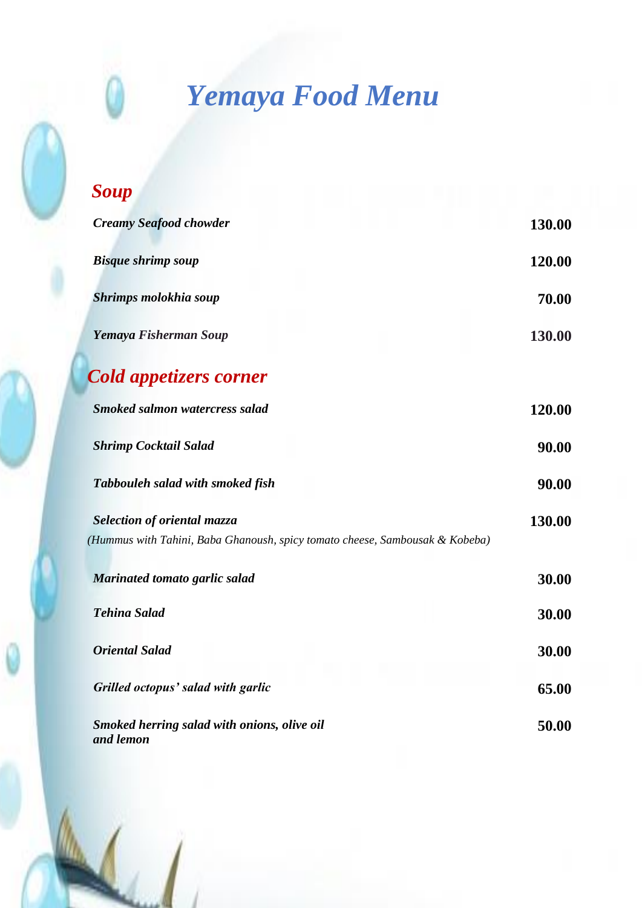# *Yemaya Food Menu*

## *Soup*

| | |
|---|---|
| ***Creamy Seafood chowder*** | **130.00** |
| ***Bisque shrimp soup*** | **120.00** |
| ***Shrimps molokhia soup*** | **70.00** |
| ***Yemaya Fisherman Soup*** | **130.00** |

## *Cold appetizers corner*

| | |
|---|---|
| ***Smoked salmon watercress salad*** | **120.00** |
| ***Shrimp Cocktail Salad*** | **90.00** |
| ***Tabbouleh salad with smoked fish*** | **90.00** |
| ***Selection of oriental mazza*** *(Hummus with Tahini, Baba Ghanoush, spicy tomato cheese, Sambousak & Kobeba)* | **130.00** |
| ***Marinated tomato garlic salad*** | **30.00** |
| ***Tehina Salad*** | **30.00** |
| ***Oriental Salad*** | **30.00** |
| ***Grilled octopus' salad with garlic*** | **65.00** |
| ***Smoked herring salad with onions, olive oil and lemon*** | **50.00** |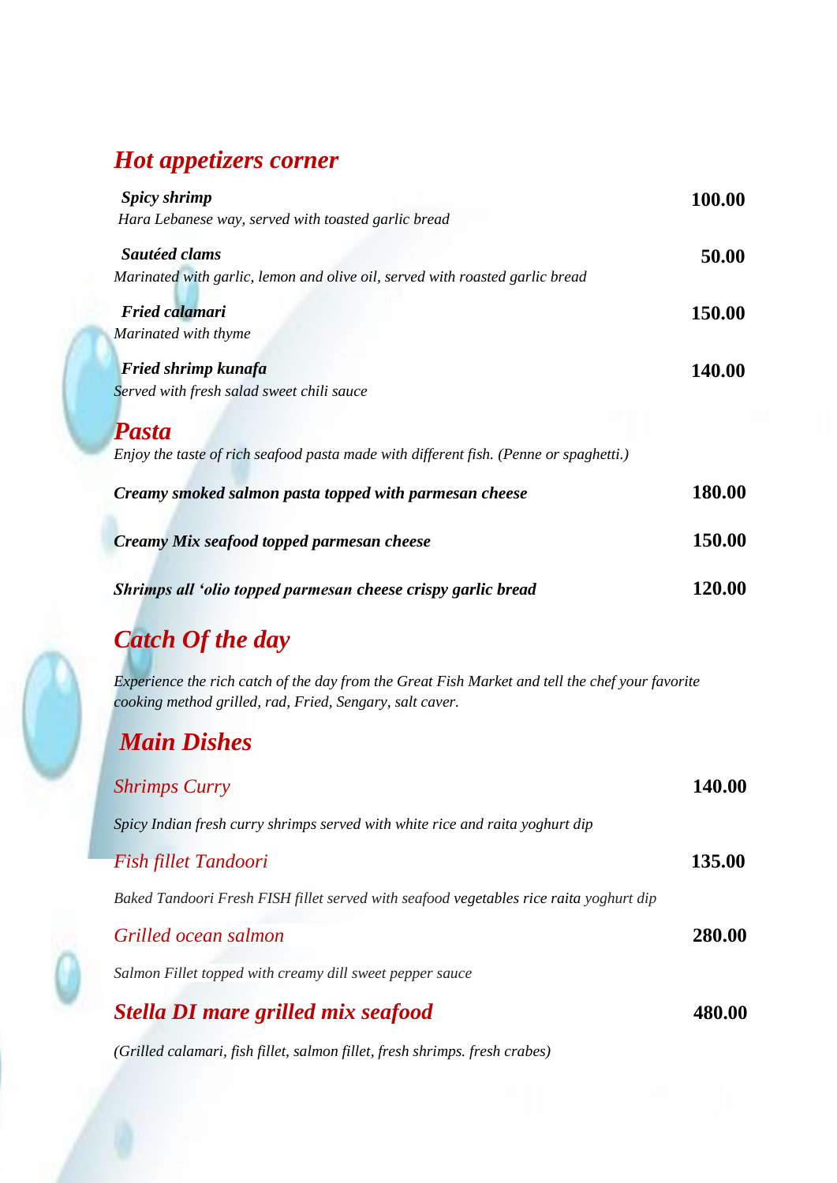## Hot appetizers corner

***Spicy shrimp*** **100.00**
*Hara Lebanese way, served with toasted garlic bread*

***Sautéed clams*** **50.00**
*Marinated with garlic, lemon and olive oil, served with roasted garlic bread*

***Fried calamari*** **150.00**
*Marinated with thyme*

***Fried shrimp kunafa*** **140.00**
*Served with fresh salad sweet chili sauce*

## Pasta

*Enjoy the taste of rich seafood pasta made with different fish. (Penne or spaghetti.)*

***Creamy smoked salmon pasta topped with parmesan cheese*** **180.00**

***Creamy Mix seafood topped parmesan cheese*** **150.00**

***Shrimps all 'olio topped parmesan cheese crispy garlic bread*** **120.00**

## Catch Of the day

*Experience the rich catch of the day from the Great Fish Market and tell the chef your favorite cooking method grilled, rad, Fried, Sengary, salt caver.*

## Main Dishes

*Shrimps Curry* **140.00**

*Spicy Indian fresh curry shrimps served with white rice and raita yoghurt dip*

*Fish fillet Tandoori* **135.00**

*Baked Tandoori Fresh FISH fillet served with seafood vegetables rice raita yoghurt dip*

*Grilled ocean salmon* **280.00**

*Salmon Fillet topped with creamy dill sweet pepper sauce*

***Stella DI mare grilled mix seafood*** **480.00**

*(Grilled calamari, fish fillet, salmon fillet, fresh shrimps. fresh crabes)*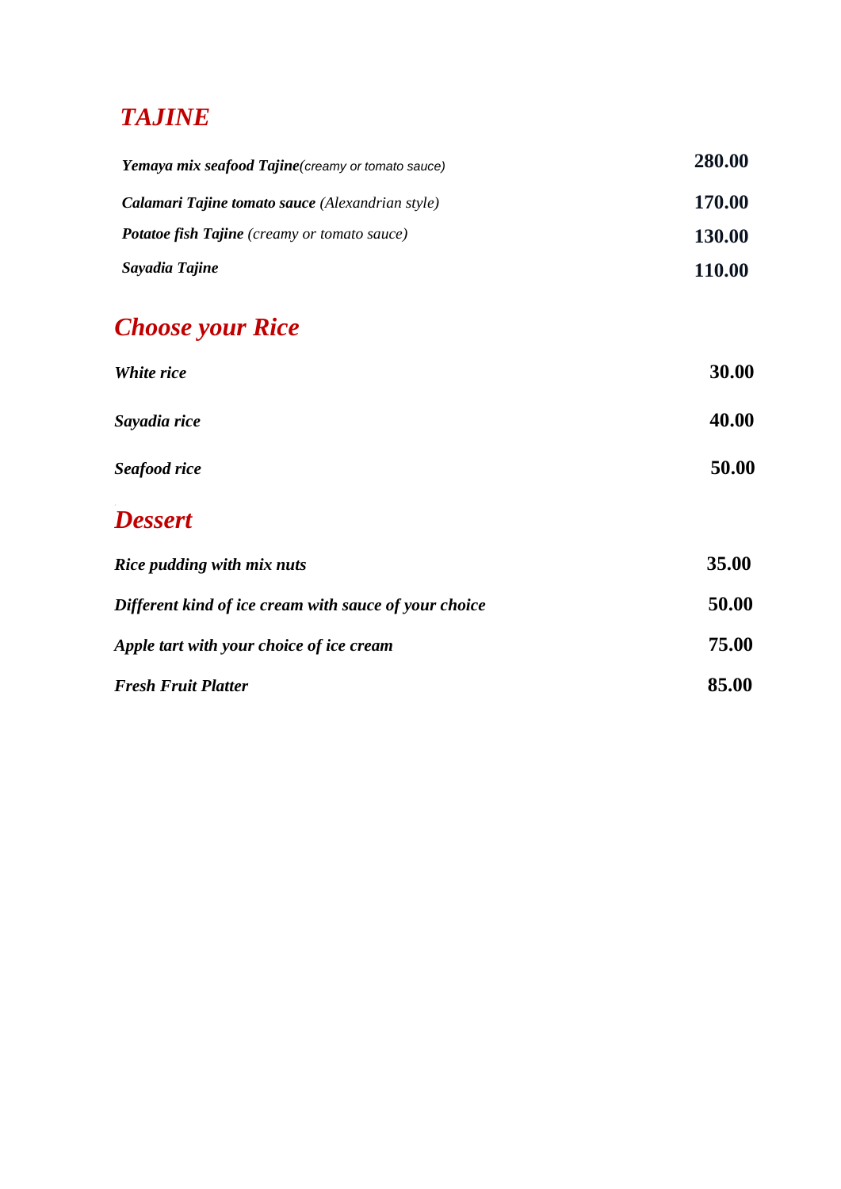## *TAJINE*

| | |
|---|---|
| ***Yemaya mix seafood Tajine****(creamy or tomato sauce)* | **280.00** |
| ***Calamari Tajine tomato sauce*** *(Alexandrian style)* | **170.00** |
| ***Potatoe fish Tajine*** *(creamy or tomato sauce)* | **130.00** |
| ***Sayadia Tajine*** | **110.00** |

## *Choose your Rice*

| | |
|---|---|
| ***White rice*** | **30.00** |
| ***Sayadia rice*** | **40.00** |
| ***Seafood rice*** | **50.00** |

## *Dessert*

| | |
|---|---|
| ***Rice pudding with mix nuts*** | **35.00** |
| ***Different kind of ice cream with sauce of your choice*** | **50.00** |
| ***Apple tart with your choice of ice cream*** | **75.00** |
| ***Fresh Fruit Platter*** | **85.00** |